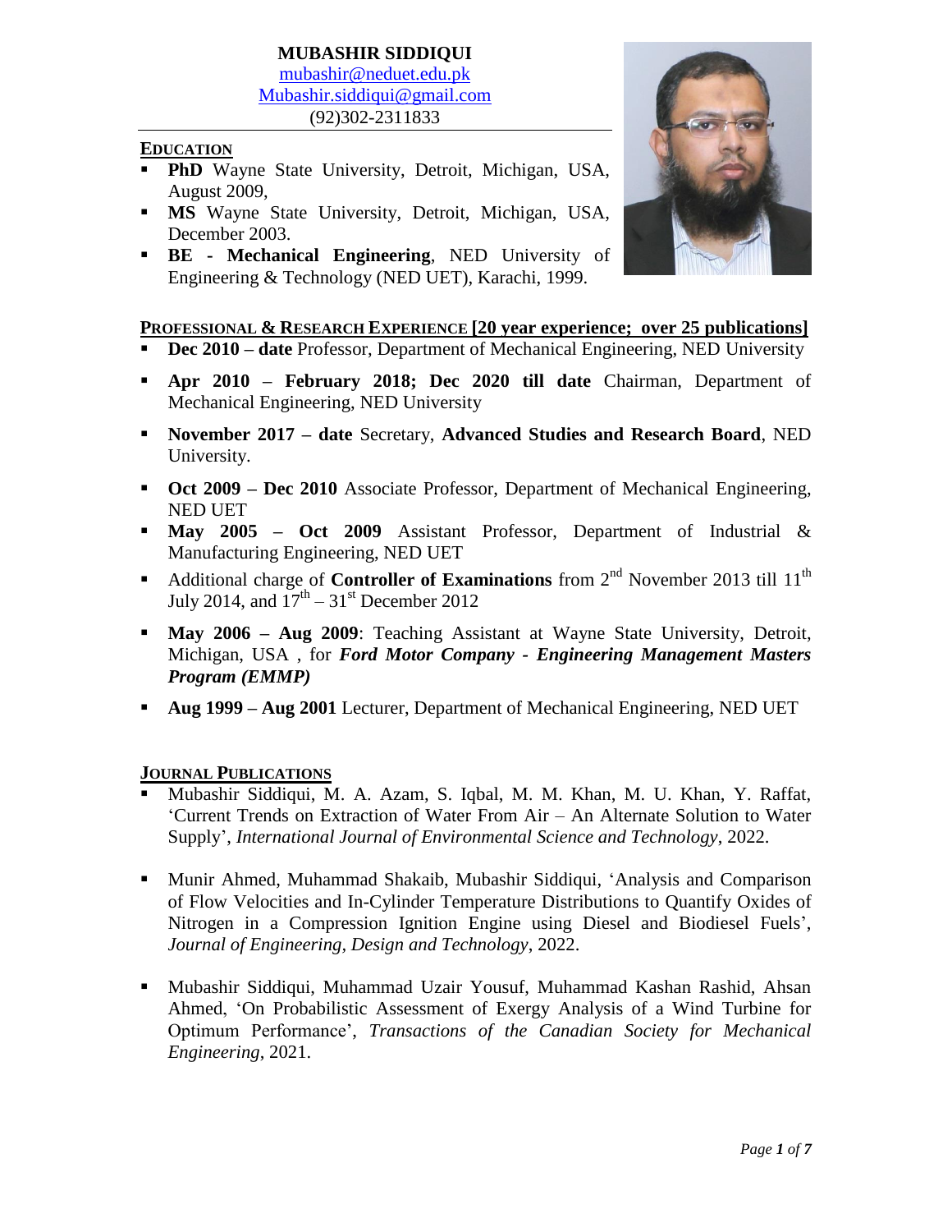# MUBASHIR SIDDIQUI

mubashir@neduet.edu.pk
Mubashir.siddiqui@gmail.com
(92)302-2311833

## EDUCATION

- **PhD** Wayne State University, Detroit, Michigan, USA, August 2009,
- **MS** Wayne State University, Detroit, Michigan, USA, December 2003.
- **BE - Mechanical Engineering**, NED University of Engineering & Technology (NED UET), Karachi, 1999.

## PROFESSIONAL & RESEARCH EXPERIENCE [20 year experience; over 25 publications]

- **Dec 2010 – date** Professor, Department of Mechanical Engineering, NED University
- **Apr 2010 – February 2018; Dec 2020 till date** Chairman, Department of Mechanical Engineering, NED University
- **November 2017 – date** Secretary, **Advanced Studies and Research Board**, NED University.
- **Oct 2009 – Dec 2010** Associate Professor, Department of Mechanical Engineering, NED UET
- **May 2005 – Oct 2009** Assistant Professor, Department of Industrial & Manufacturing Engineering, NED UET
- Additional charge of **Controller of Examinations** from 2nd November 2013 till 11th July 2014, and 17th – 31st December 2012
- **May 2006 – Aug 2009**: Teaching Assistant at Wayne State University, Detroit, Michigan, USA , for ***Ford Motor Company - Engineering Management Masters Program (EMMP)***
- **Aug 1999 – Aug 2001** Lecturer, Department of Mechanical Engineering, NED UET

## JOURNAL PUBLICATIONS

- Mubashir Siddiqui, M. A. Azam, S. Iqbal, M. M. Khan, M. U. Khan, Y. Raffat, 'Current Trends on Extraction of Water From Air – An Alternate Solution to Water Supply', *International Journal of Environmental Science and Technology*, 2022.
- Munir Ahmed, Muhammad Shakaib, Mubashir Siddiqui, 'Analysis and Comparison of Flow Velocities and In-Cylinder Temperature Distributions to Quantify Oxides of Nitrogen in a Compression Ignition Engine using Diesel and Biodiesel Fuels', *Journal of Engineering, Design and Technology*, 2022.
- Mubashir Siddiqui, Muhammad Uzair Yousuf, Muhammad Kashan Rashid, Ahsan Ahmed, 'On Probabilistic Assessment of Exergy Analysis of a Wind Turbine for Optimum Performance', *Transactions of the Canadian Society for Mechanical Engineering*, 2021.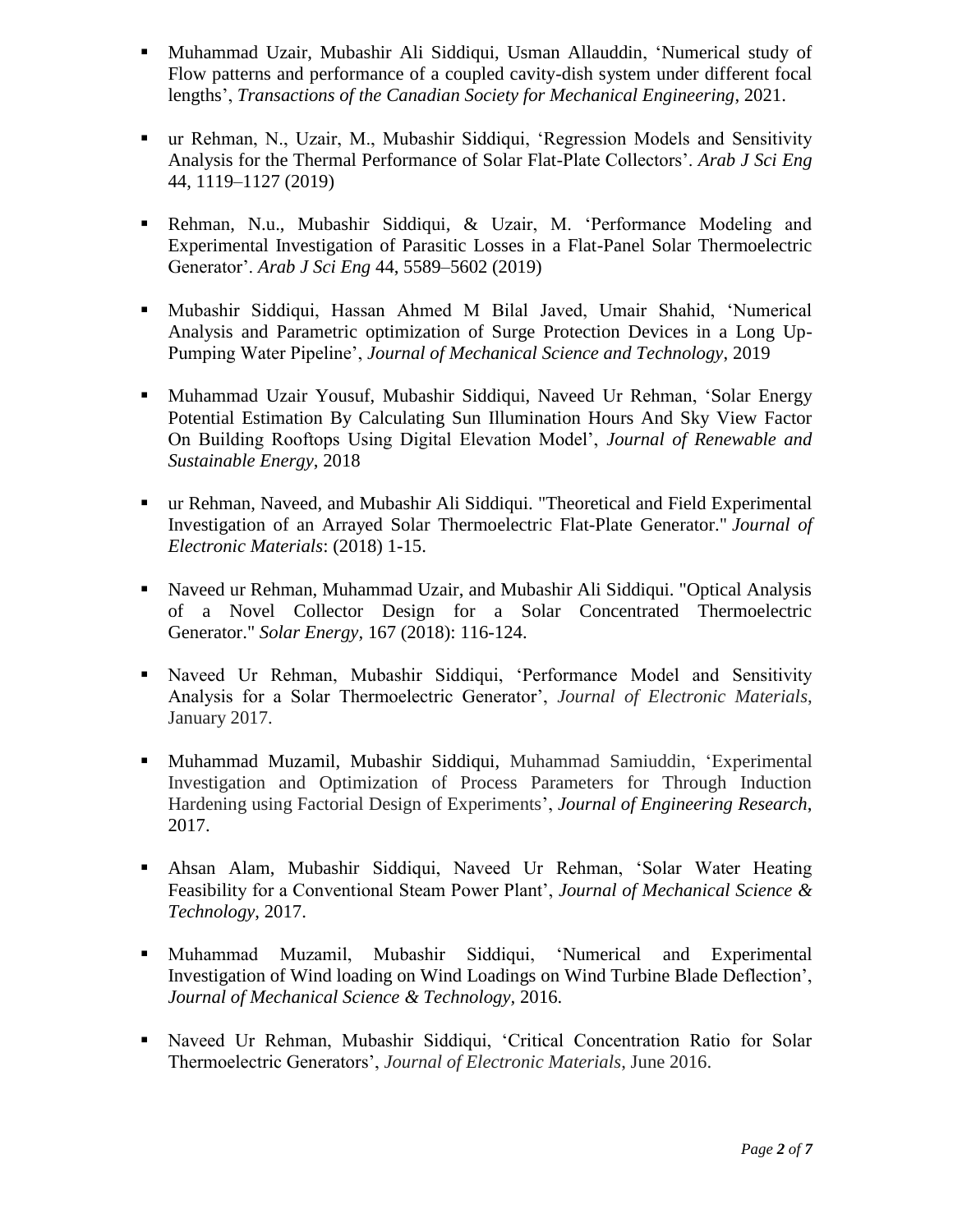- Muhammad Uzair, Mubashir Ali Siddiqui, Usman Allauddin, 'Numerical study of Flow patterns and performance of a coupled cavity-dish system under different focal lengths', *Transactions of the Canadian Society for Mechanical Engineering*, 2021.

- ur Rehman, N., Uzair, M., Mubashir Siddiqui, 'Regression Models and Sensitivity Analysis for the Thermal Performance of Solar Flat-Plate Collectors'. *Arab J Sci Eng* 44, 1119–1127 (2019)

- Rehman, N.u., Mubashir Siddiqui, & Uzair, M. 'Performance Modeling and Experimental Investigation of Parasitic Losses in a Flat-Panel Solar Thermoelectric Generator'. *Arab J Sci Eng* 44, 5589–5602 (2019)

- Mubashir Siddiqui, Hassan Ahmed M Bilal Javed, Umair Shahid, 'Numerical Analysis and Parametric optimization of Surge Protection Devices in a Long Up-Pumping Water Pipeline', *Journal of Mechanical Science and Technology*, 2019

- Muhammad Uzair Yousuf, Mubashir Siddiqui, Naveed Ur Rehman, 'Solar Energy Potential Estimation By Calculating Sun Illumination Hours And Sky View Factor On Building Rooftops Using Digital Elevation Model', *Journal of Renewable and Sustainable Energy*, 2018

- ur Rehman, Naveed, and Mubashir Ali Siddiqui. "Theoretical and Field Experimental Investigation of an Arrayed Solar Thermoelectric Flat-Plate Generator." *Journal of Electronic Materials*: (2018) 1-15.

- Naveed ur Rehman, Muhammad Uzair, and Mubashir Ali Siddiqui. "Optical Analysis of a Novel Collector Design for a Solar Concentrated Thermoelectric Generator." *Solar Energy,* 167 (2018): 116-124.

- Naveed Ur Rehman, Mubashir Siddiqui, 'Performance Model and Sensitivity Analysis for a Solar Thermoelectric Generator', *Journal of Electronic Materials*, January 2017.

- Muhammad Muzamil, Mubashir Siddiqui, Muhammad Samiuddin, 'Experimental Investigation and Optimization of Process Parameters for Through Induction Hardening using Factorial Design of Experiments', *Journal of Engineering Research*, 2017.

- Ahsan Alam, Mubashir Siddiqui, Naveed Ur Rehman, 'Solar Water Heating Feasibility for a Conventional Steam Power Plant', *Journal of Mechanical Science & Technology*, 2017.

- Muhammad Muzamil, Mubashir Siddiqui, 'Numerical and Experimental Investigation of Wind loading on Wind Loadings on Wind Turbine Blade Deflection', *Journal of Mechanical Science & Technology,* 2016.

- Naveed Ur Rehman, Mubashir Siddiqui, 'Critical Concentration Ratio for Solar Thermoelectric Generators', *Journal of Electronic Materials*, June 2016.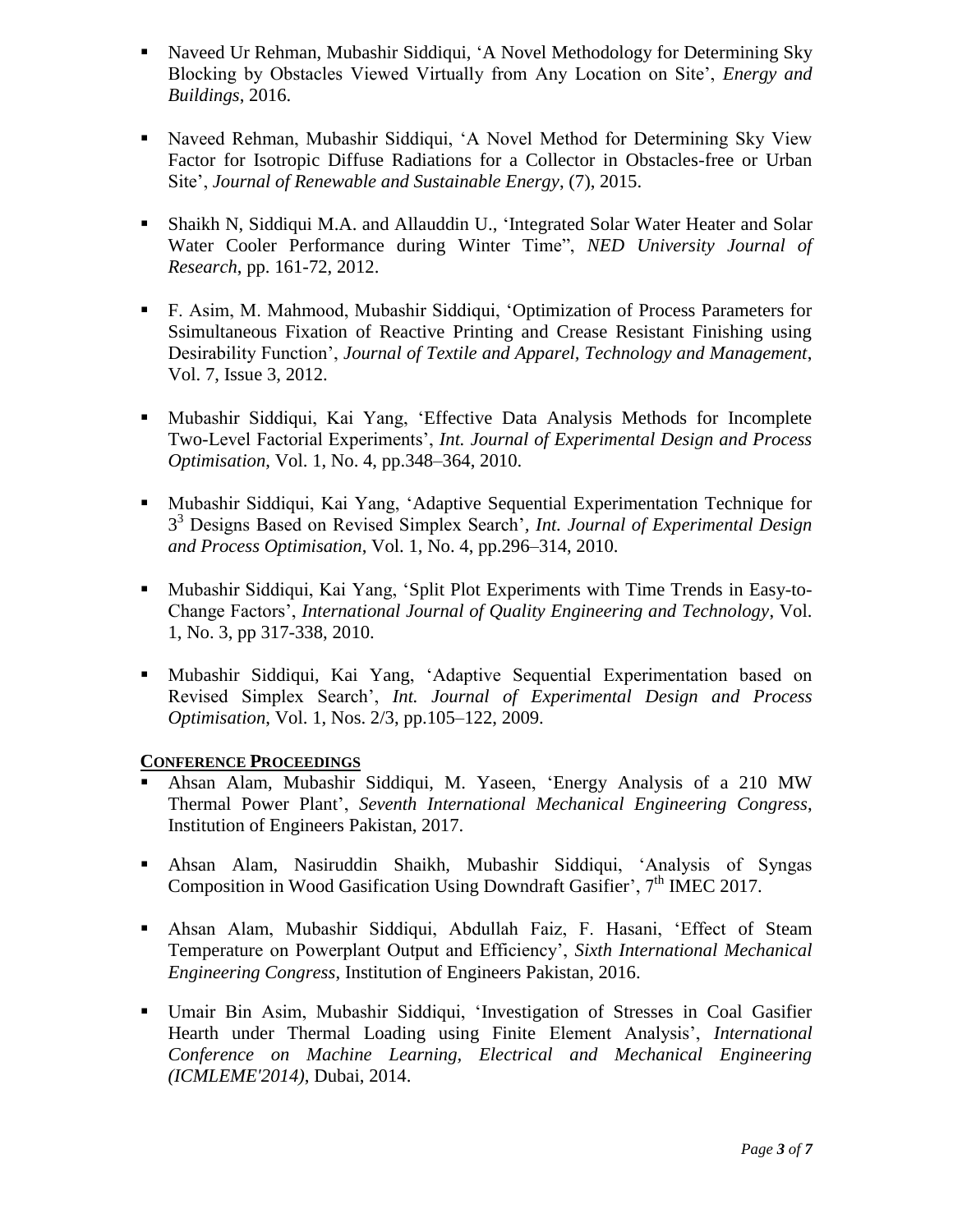- Naveed Ur Rehman, Mubashir Siddiqui, 'A Novel Methodology for Determining Sky Blocking by Obstacles Viewed Virtually from Any Location on Site', *Energy and Buildings*, 2016.

- Naveed Rehman, Mubashir Siddiqui, 'A Novel Method for Determining Sky View Factor for Isotropic Diffuse Radiations for a Collector in Obstacles-free or Urban Site', *Journal of Renewable and Sustainable Energy*, (7), 2015.

- Shaikh N, Siddiqui M.A. and Allauddin U., 'Integrated Solar Water Heater and Solar Water Cooler Performance during Winter Time", *NED University Journal of Research*, pp. 161-72, 2012.

- F. Asim, M. Mahmood, Mubashir Siddiqui, 'Optimization of Process Parameters for Ssimultaneous Fixation of Reactive Printing and Crease Resistant Finishing using Desirability Function', *Journal of Textile and Apparel, Technology and Management*, Vol. 7, Issue 3, 2012.

- Mubashir Siddiqui, Kai Yang, 'Effective Data Analysis Methods for Incomplete Two-Level Factorial Experiments', *Int. Journal of Experimental Design and Process Optimisation*, Vol. 1, No. 4, pp.348–364, 2010.

- Mubashir Siddiqui, Kai Yang, 'Adaptive Sequential Experimentation Technique for $3^3$ Designs Based on Revised Simplex Search', *Int. Journal of Experimental Design and Process Optimisation*, Vol. 1, No. 4, pp.296–314, 2010.

- Mubashir Siddiqui, Kai Yang, 'Split Plot Experiments with Time Trends in Easy-to-Change Factors', *International Journal of Quality Engineering and Technology*, Vol. 1, No. 3, pp 317-338, 2010.

- Mubashir Siddiqui, Kai Yang, 'Adaptive Sequential Experimentation based on Revised Simplex Search', *Int. Journal of Experimental Design and Process Optimisation*, Vol. 1, Nos. 2/3, pp.105–122, 2009.

## CONFERENCE PROCEEDINGS

- Ahsan Alam, Mubashir Siddiqui, M. Yaseen, 'Energy Analysis of a 210 MW Thermal Power Plant', *Seventh International Mechanical Engineering Congress*, Institution of Engineers Pakistan, 2017.

- Ahsan Alam, Nasiruddin Shaikh, Mubashir Siddiqui, 'Analysis of Syngas Composition in Wood Gasification Using Downdraft Gasifier', 7th IMEC 2017.

- Ahsan Alam, Mubashir Siddiqui, Abdullah Faiz, F. Hasani, 'Effect of Steam Temperature on Powerplant Output and Efficiency', *Sixth International Mechanical Engineering Congress*, Institution of Engineers Pakistan, 2016.

- Umair Bin Asim, Mubashir Siddiqui, 'Investigation of Stresses in Coal Gasifier Hearth under Thermal Loading using Finite Element Analysis', *International Conference on Machine Learning, Electrical and Mechanical Engineering (ICMLEME'2014)*, Dubai, 2014.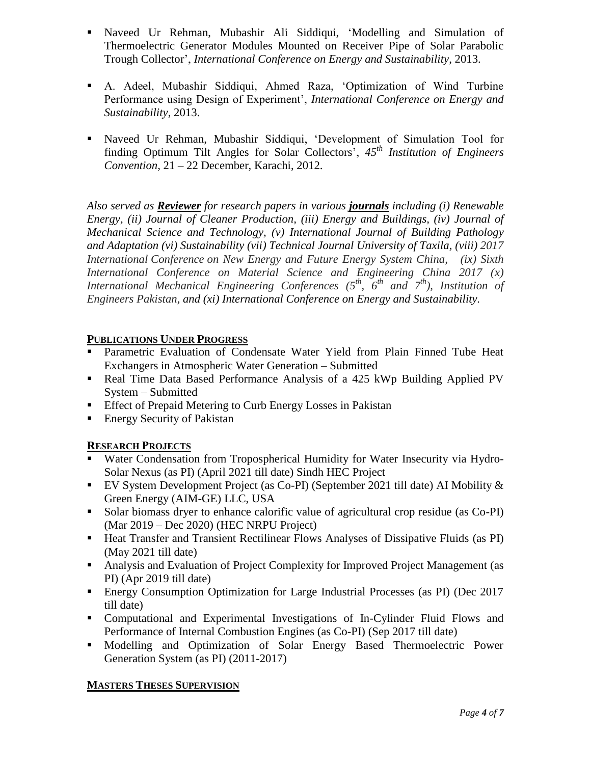- Naveed Ur Rehman, Mubashir Ali Siddiqui, 'Modelling and Simulation of Thermoelectric Generator Modules Mounted on Receiver Pipe of Solar Parabolic Trough Collector', *International Conference on Energy and Sustainability*, 2013.

- A. Adeel, Mubashir Siddiqui, Ahmed Raza, 'Optimization of Wind Turbine Performance using Design of Experiment', *International Conference on Energy and Sustainability*, 2013.

- Naveed Ur Rehman, Mubashir Siddiqui, 'Development of Simulation Tool for finding Optimum Tilt Angles for Solar Collectors', *45th Institution of Engineers Convention*, 21 – 22 December, Karachi, 2012.

*Also served as **Reviewer** for research papers in various **journals** including (i) Renewable Energy, (ii) Journal of Cleaner Production, (iii) Energy and Buildings, (iv) Journal of Mechanical Science and Technology, (v) International Journal of Building Pathology and Adaptation (vi) Sustainability (vii) Technical Journal University of Taxila, (viii) 2017 International Conference on New Energy and Future Energy System China, (ix) Sixth International Conference on Material Science and Engineering China 2017 (x) International Mechanical Engineering Conferences (5th, 6th and 7th), Institution of Engineers Pakistan, and (xi) International Conference on Energy and Sustainability.*

## PUBLICATIONS UNDER PROGRESS

- Parametric Evaluation of Condensate Water Yield from Plain Finned Tube Heat Exchangers in Atmospheric Water Generation – Submitted
- Real Time Data Based Performance Analysis of a 425 kWp Building Applied PV System – Submitted
- Effect of Prepaid Metering to Curb Energy Losses in Pakistan
- Energy Security of Pakistan

## RESEARCH PROJECTS

- Water Condensation from Tropospherical Humidity for Water Insecurity via Hydro-Solar Nexus (as PI) (April 2021 till date) Sindh HEC Project
- EV System Development Project (as Co-PI) (September 2021 till date) AI Mobility & Green Energy (AIM-GE) LLC, USA
- Solar biomass dryer to enhance calorific value of agricultural crop residue (as Co-PI) (Mar 2019 – Dec 2020) (HEC NRPU Project)
- Heat Transfer and Transient Rectilinear Flows Analyses of Dissipative Fluids (as PI) (May 2021 till date)
- Analysis and Evaluation of Project Complexity for Improved Project Management (as PI) (Apr 2019 till date)
- Energy Consumption Optimization for Large Industrial Processes (as PI) (Dec 2017 till date)
- Computational and Experimental Investigations of In-Cylinder Fluid Flows and Performance of Internal Combustion Engines (as Co-PI) (Sep 2017 till date)
- Modelling and Optimization of Solar Energy Based Thermoelectric Power Generation System (as PI) (2011-2017)

## MASTERS THESES SUPERVISION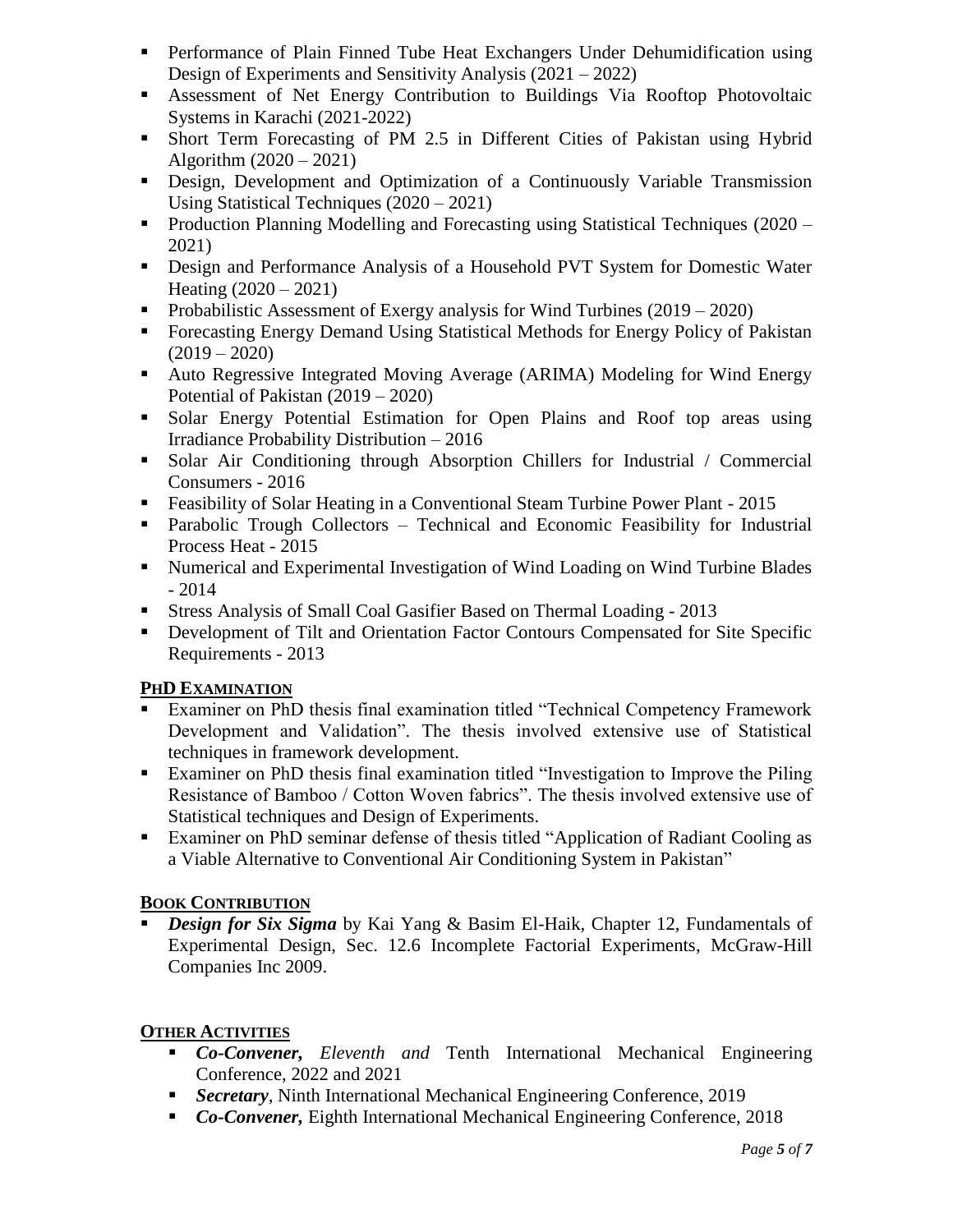- Performance of Plain Finned Tube Heat Exchangers Under Dehumidification using Design of Experiments and Sensitivity Analysis (2021 – 2022)
- Assessment of Net Energy Contribution to Buildings Via Rooftop Photovoltaic Systems in Karachi (2021-2022)
- Short Term Forecasting of PM 2.5 in Different Cities of Pakistan using Hybrid Algorithm (2020 – 2021)
- Design, Development and Optimization of a Continuously Variable Transmission Using Statistical Techniques (2020 – 2021)
- Production Planning Modelling and Forecasting using Statistical Techniques (2020 – 2021)
- Design and Performance Analysis of a Household PVT System for Domestic Water Heating (2020 – 2021)
- Probabilistic Assessment of Exergy analysis for Wind Turbines (2019 – 2020)
- Forecasting Energy Demand Using Statistical Methods for Energy Policy of Pakistan (2019 – 2020)
- Auto Regressive Integrated Moving Average (ARIMA) Modeling for Wind Energy Potential of Pakistan (2019 – 2020)
- Solar Energy Potential Estimation for Open Plains and Roof top areas using Irradiance Probability Distribution – 2016
- Solar Air Conditioning through Absorption Chillers for Industrial / Commercial Consumers - 2016
- Feasibility of Solar Heating in a Conventional Steam Turbine Power Plant - 2015
- Parabolic Trough Collectors – Technical and Economic Feasibility for Industrial Process Heat - 2015
- Numerical and Experimental Investigation of Wind Loading on Wind Turbine Blades - 2014
- Stress Analysis of Small Coal Gasifier Based on Thermal Loading - 2013
- Development of Tilt and Orientation Factor Contours Compensated for Site Specific Requirements - 2013

## PhD Examination

- Examiner on PhD thesis final examination titled "Technical Competency Framework Development and Validation". The thesis involved extensive use of Statistical techniques in framework development.
- Examiner on PhD thesis final examination titled "Investigation to Improve the Piling Resistance of Bamboo / Cotton Woven fabrics". The thesis involved extensive use of Statistical techniques and Design of Experiments.
- Examiner on PhD seminar defense of thesis titled "Application of Radiant Cooling as a Viable Alternative to Conventional Air Conditioning System in Pakistan"

## Book Contribution

- ***Design for Six Sigma*** by Kai Yang & Basim El-Haik, Chapter 12, Fundamentals of Experimental Design, Sec. 12.6 Incomplete Factorial Experiments, McGraw-Hill Companies Inc 2009.

## Other Activities

- ***Co-Convener,*** *Eleventh and* Tenth International Mechanical Engineering Conference, 2022 and 2021
- ***Secretary***, Ninth International Mechanical Engineering Conference, 2019
- ***Co-Convener,*** Eighth International Mechanical Engineering Conference, 2018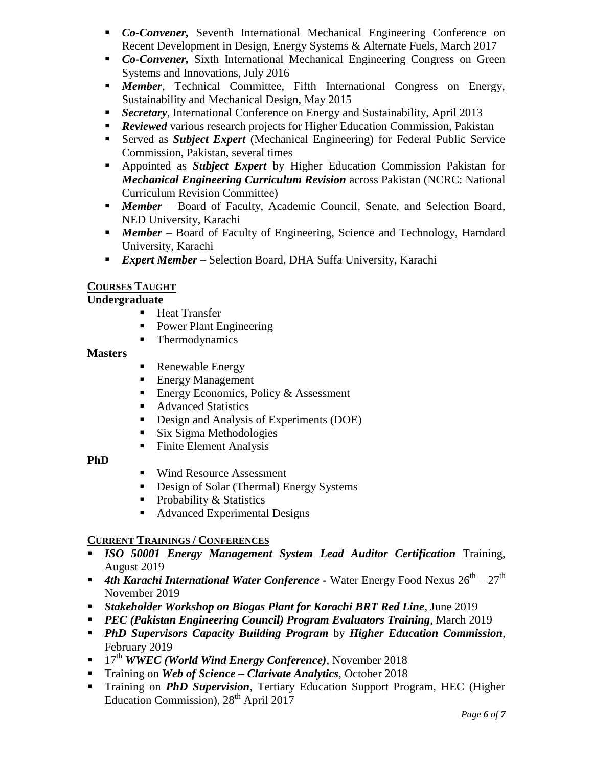- ***Co-Convener,*** Seventh International Mechanical Engineering Conference on Recent Development in Design, Energy Systems & Alternate Fuels, March 2017
- ***Co-Convener,*** Sixth International Mechanical Engineering Congress on Green Systems and Innovations, July 2016
- ***Member***, Technical Committee, Fifth International Congress on Energy, Sustainability and Mechanical Design, May 2015
- ***Secretary***, International Conference on Energy and Sustainability, April 2013
- ***Reviewed*** various research projects for Higher Education Commission, Pakistan
- Served as ***Subject Expert*** (Mechanical Engineering) for Federal Public Service Commission, Pakistan, several times
- Appointed as ***Subject Expert*** by Higher Education Commission Pakistan for ***Mechanical Engineering Curriculum Revision*** across Pakistan (NCRC: National Curriculum Revision Committee)
- ***Member*** – Board of Faculty, Academic Council, Senate, and Selection Board, NED University, Karachi
- ***Member*** – Board of Faculty of Engineering, Science and Technology, Hamdard University, Karachi
- ***Expert Member*** – Selection Board, DHA Suffa University, Karachi

## COURSES TAUGHT

**Undergraduate**

- Heat Transfer
- Power Plant Engineering
- Thermodynamics

**Masters**

- Renewable Energy
- Energy Management
- Energy Economics, Policy & Assessment
- Advanced Statistics
- Design and Analysis of Experiments (DOE)
- Six Sigma Methodologies
- Finite Element Analysis

**PhD**

- Wind Resource Assessment
- Design of Solar (Thermal) Energy Systems
- Probability & Statistics
- Advanced Experimental Designs

## CURRENT TRAININGS / CONFERENCES

- ***ISO 50001 Energy Management System Lead Auditor Certification*** Training, August 2019
- ***4th Karachi International Water Conference -*** Water Energy Food Nexus 26th – 27th November 2019
- ***Stakeholder Workshop on Biogas Plant for Karachi BRT Red Line***, June 2019
- ***PEC (Pakistan Engineering Council) Program Evaluators Training***, March 2019
- ***PhD Supervisors Capacity Building Program*** by ***Higher Education Commission***, February 2019
- 17th ***WWEC (World Wind Energy Conference)***, November 2018
- Training on ***Web of Science – Clarivate Analytics***, October 2018
- Training on ***PhD Supervision***, Tertiary Education Support Program, HEC (Higher Education Commission), 28th April 2017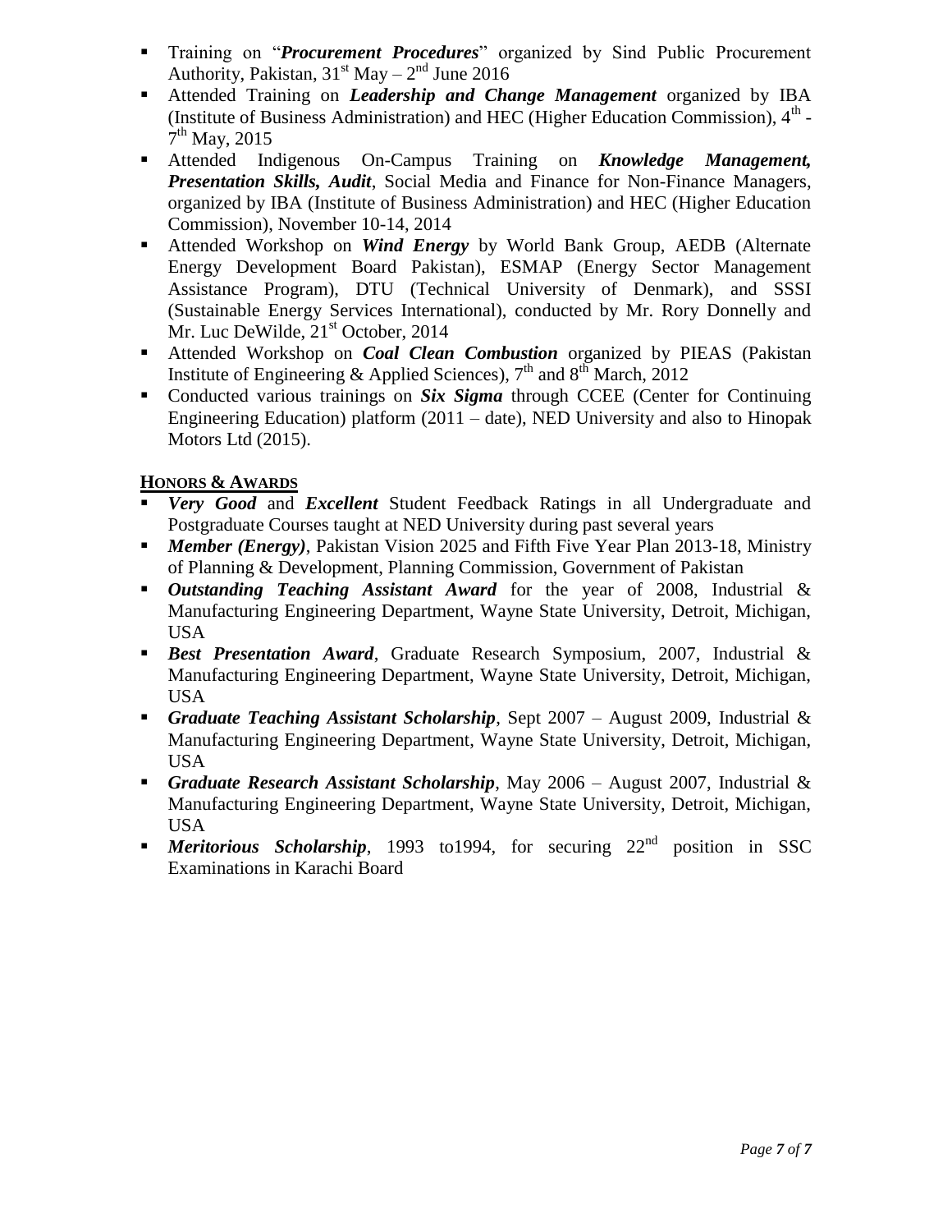- Training on "***Procurement Procedures***" organized by Sind Public Procurement Authority, Pakistan, 31st May – 2nd June 2016
- Attended Training on ***Leadership and Change Management*** organized by IBA (Institute of Business Administration) and HEC (Higher Education Commission), 4th - 7th May, 2015
- Attended Indigenous On-Campus Training on ***Knowledge Management, Presentation Skills, Audit***, Social Media and Finance for Non-Finance Managers, organized by IBA (Institute of Business Administration) and HEC (Higher Education Commission), November 10-14, 2014
- Attended Workshop on ***Wind Energy*** by World Bank Group, AEDB (Alternate Energy Development Board Pakistan), ESMAP (Energy Sector Management Assistance Program), DTU (Technical University of Denmark), and SSSI (Sustainable Energy Services International), conducted by Mr. Rory Donnelly and Mr. Luc DeWilde, 21st October, 2014
- Attended Workshop on ***Coal Clean Combustion*** organized by PIEAS (Pakistan Institute of Engineering & Applied Sciences), 7th and 8th March, 2012
- Conducted various trainings on ***Six Sigma*** through CCEE (Center for Continuing Engineering Education) platform (2011 – date), NED University and also to Hinopak Motors Ltd (2015).

## HONORS & AWARDS

- ***Very Good*** and ***Excellent*** Student Feedback Ratings in all Undergraduate and Postgraduate Courses taught at NED University during past several years
- ***Member (Energy)***, Pakistan Vision 2025 and Fifth Five Year Plan 2013-18, Ministry of Planning & Development, Planning Commission, Government of Pakistan
- ***Outstanding Teaching Assistant Award*** for the year of 2008, Industrial & Manufacturing Engineering Department, Wayne State University, Detroit, Michigan, USA
- ***Best Presentation Award***, Graduate Research Symposium, 2007, Industrial & Manufacturing Engineering Department, Wayne State University, Detroit, Michigan, USA
- ***Graduate Teaching Assistant Scholarship***, Sept 2007 – August 2009, Industrial & Manufacturing Engineering Department, Wayne State University, Detroit, Michigan, USA
- ***Graduate Research Assistant Scholarship***, May 2006 – August 2007, Industrial & Manufacturing Engineering Department, Wayne State University, Detroit, Michigan, USA
- ***Meritorious Scholarship***, 1993 to1994, for securing 22nd position in SSC Examinations in Karachi Board